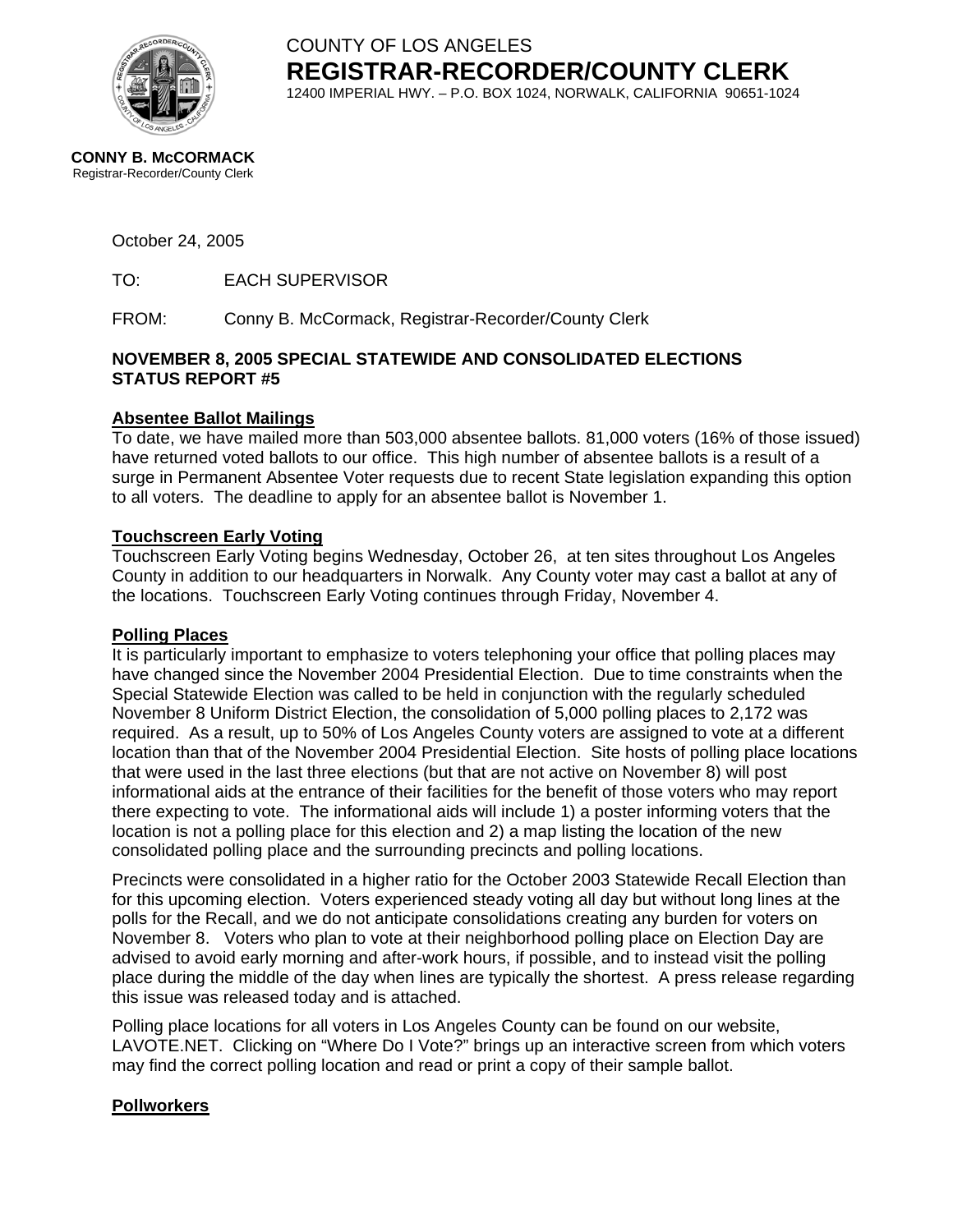COUNTY OF LOS ANGELES

**REGISTRAR-RECORDER/COUNTY CLERK**

12400 IMPERIAL HWY. – P.O. BOX 1024, NORWALK, CALIFORNIA 90651-1024

**CONNY B. McCORMACK**
Registrar-Recorder/County Clerk

October 24, 2005

TO: EACH SUPERVISOR

FROM: Conny B. McCormack, Registrar-Recorder/County Clerk

**NOVEMBER 8, 2005 SPECIAL STATEWIDE AND CONSOLIDATED ELECTIONS STATUS REPORT #5**

**Absentee Ballot Mailings**

To date, we have mailed more than 503,000 absentee ballots. 81,000 voters (16% of those issued) have returned voted ballots to our office. This high number of absentee ballots is a result of a surge in Permanent Absentee Voter requests due to recent State legislation expanding this option to all voters. The deadline to apply for an absentee ballot is November 1.

**Touchscreen Early Voting**

Touchscreen Early Voting begins Wednesday, October 26, at ten sites throughout Los Angeles County in addition to our headquarters in Norwalk. Any County voter may cast a ballot at any of the locations. Touchscreen Early Voting continues through Friday, November 4.

**Polling Places**

It is particularly important to emphasize to voters telephoning your office that polling places may have changed since the November 2004 Presidential Election. Due to time constraints when the Special Statewide Election was called to be held in conjunction with the regularly scheduled November 8 Uniform District Election, the consolidation of 5,000 polling places to 2,172 was required. As a result, up to 50% of Los Angeles County voters are assigned to vote at a different location than that of the November 2004 Presidential Election. Site hosts of polling place locations that were used in the last three elections (but that are not active on November 8) will post informational aids at the entrance of their facilities for the benefit of those voters who may report there expecting to vote. The informational aids will include 1) a poster informing voters that the location is not a polling place for this election and 2) a map listing the location of the new consolidated polling place and the surrounding precincts and polling locations.

Precincts were consolidated in a higher ratio for the October 2003 Statewide Recall Election than for this upcoming election. Voters experienced steady voting all day but without long lines at the polls for the Recall, and we do not anticipate consolidations creating any burden for voters on November 8. Voters who plan to vote at their neighborhood polling place on Election Day are advised to avoid early morning and after-work hours, if possible, and to instead visit the polling place during the middle of the day when lines are typically the shortest. A press release regarding this issue was released today and is attached.

Polling place locations for all voters in Los Angeles County can be found on our website, LAVOTE.NET. Clicking on "Where Do I Vote?" brings up an interactive screen from which voters may find the correct polling location and read or print a copy of their sample ballot.

**Pollworkers**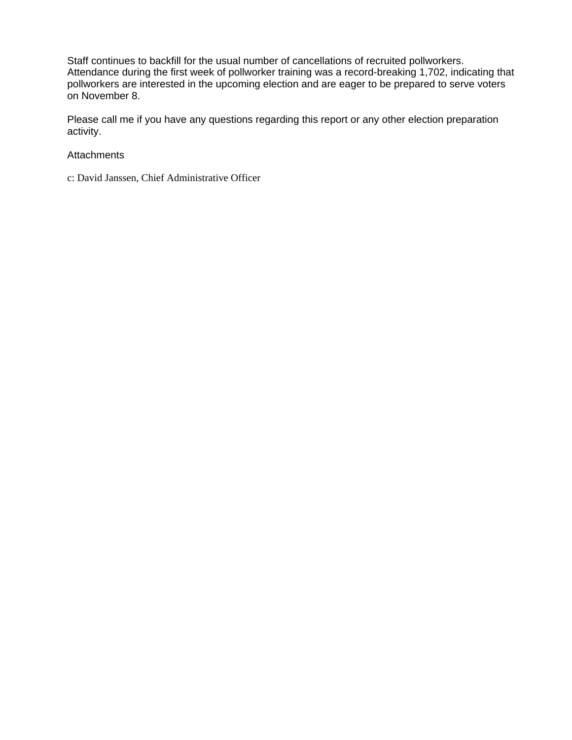Staff continues to backfill for the usual number of cancellations of recruited pollworkers. Attendance during the first week of pollworker training was a record-breaking 1,702, indicating that pollworkers are interested in the upcoming election and are eager to be prepared to serve voters on November 8.

Please call me if you have any questions regarding this report or any other election preparation activity.

Attachments

c: David Janssen, Chief Administrative Officer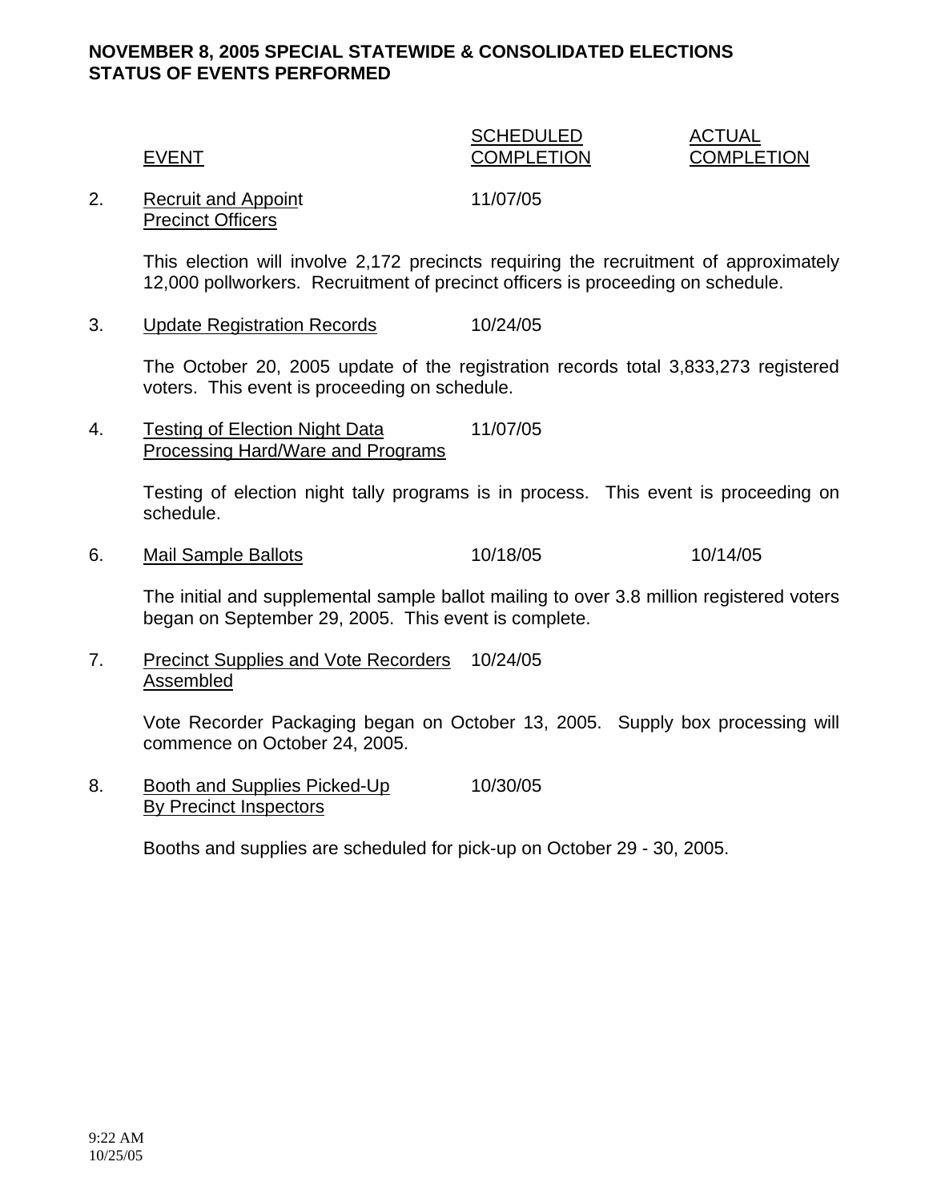**NOVEMBER 8, 2005 SPECIAL STATEWIDE & CONSOLIDATED ELECTIONS**
**STATUS OF EVENTS PERFORMED**

| | EVENT | SCHEDULED COMPLETION | ACTUAL COMPLETION |
|---|---|---|---|
| 2. | Recruit and Appoint Precinct Officers | 11/07/05 | |

This election will involve 2,172 precincts requiring the recruitment of approximately 12,000 pollworkers. Recruitment of precinct officers is proceeding on schedule.

| | EVENT | SCHEDULED COMPLETION | ACTUAL COMPLETION |
|---|---|---|---|
| 3. | Update Registration Records | 10/24/05 | |

The October 20, 2005 update of the registration records total 3,833,273 registered voters. This event is proceeding on schedule.

| | EVENT | SCHEDULED COMPLETION | ACTUAL COMPLETION |
|---|---|---|---|
| 4. | Testing of Election Night Data Processing Hard/Ware and Programs | 11/07/05 | |

Testing of election night tally programs is in process. This event is proceeding on schedule.

| | EVENT | SCHEDULED COMPLETION | ACTUAL COMPLETION |
|---|---|---|---|
| 6. | Mail Sample Ballots | 10/18/05 | 10/14/05 |

The initial and supplemental sample ballot mailing to over 3.8 million registered voters began on September 29, 2005. This event is complete.

| | EVENT | SCHEDULED COMPLETION | ACTUAL COMPLETION |
|---|---|---|---|
| 7. | Precinct Supplies and Vote Recorders Assembled | 10/24/05 | |

Vote Recorder Packaging began on October 13, 2005. Supply box processing will commence on October 24, 2005.

| | EVENT | SCHEDULED COMPLETION | ACTUAL COMPLETION |
|---|---|---|---|
| 8. | Booth and Supplies Picked-Up By Precinct Inspectors | 10/30/05 | |

Booths and supplies are scheduled for pick-up on October 29 - 30, 2005.

9:22 AM
10/25/05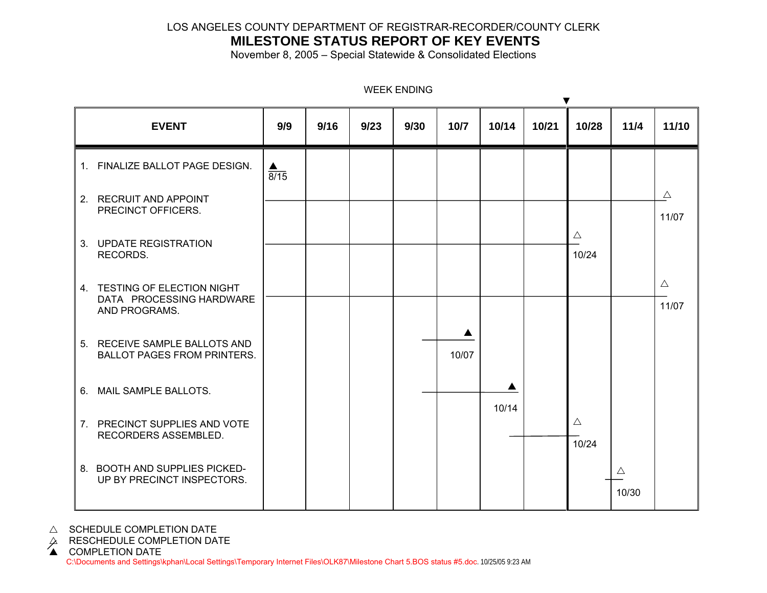LOS ANGELES COUNTY DEPARTMENT OF REGISTRAR-RECORDER/COUNTY CLERK

# MILESTONE STATUS REPORT OF KEY EVENTS

November 8, 2005 – Special Statewide & Consolidated Elections

WEEK ENDING

| EVENT | 9/9 | 9/16 | 9/23 | 9/30 | 10/7 | 10/14 | 10/21 | 10/28 | 11/4 | 11/10 |
|---|---|---|---|---|---|---|---|---|---|---|
| 1. FINALIZE BALLOT PAGE DESIGN. | ▲ 8/15 | | | | | | | | | |
| 2. RECRUIT AND APPOINT PRECINCT OFFICERS. | | | | | | | | | | △ 11/07 |
| 3. UPDATE REGISTRATION RECORDS. | | | | | | | | △ 10/24 | | |
| 4. TESTING OF ELECTION NIGHT DATA PROCESSING HARDWARE AND PROGRAMS. | | | | | | | | | | △ 11/07 |
| 5. RECEIVE SAMPLE BALLOTS AND BALLOT PAGES FROM PRINTERS. | | | | | ▲ 10/07 | | | | | |
| 6. MAIL SAMPLE BALLOTS. | | | | | | ▲ 10/14 | | | | |
| 7. PRECINCT SUPPLIES AND VOTE RECORDERS ASSEMBLED. | | | | | | | | △ 10/24 | | |
| 8. BOOTH AND SUPPLIES PICKED-UP BY PRECINCT INSPECTORS. | | | | | | | | | △ 10/30 | |

△ SCHEDULE COMPLETION DATE

⧍ RESCHEDULE COMPLETION DATE

▲ COMPLETION DATE

C:\Documents and Settings\kphan\Local Settings\Temporary Internet Files\OLK87\Milestone Chart 5.BOS status #5.doc. 10/25/05 9:23 AM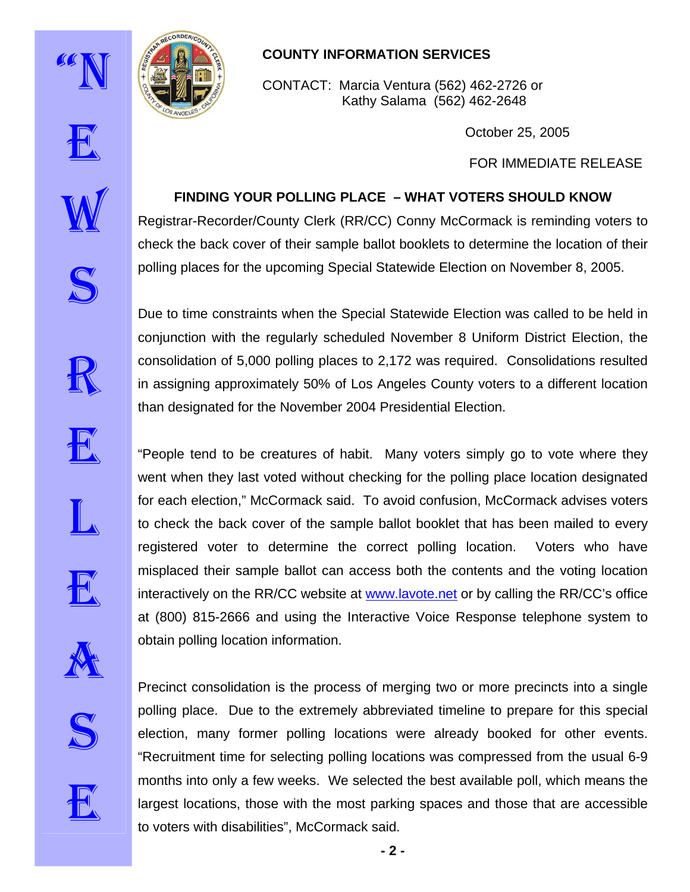**COUNTY INFORMATION SERVICES**

CONTACT: Marcia Ventura (562) 462-2726 or
Kathy Salama (562) 462-2648

October 25, 2005

FOR IMMEDIATE RELEASE

**FINDING YOUR POLLING PLACE – WHAT VOTERS SHOULD KNOW**

Registrar-Recorder/County Clerk (RR/CC) Conny McCormack is reminding voters to check the back cover of their sample ballot booklets to determine the location of their polling places for the upcoming Special Statewide Election on November 8, 2005.

Due to time constraints when the Special Statewide Election was called to be held in conjunction with the regularly scheduled November 8 Uniform District Election, the consolidation of 5,000 polling places to 2,172 was required. Consolidations resulted in assigning approximately 50% of Los Angeles County voters to a different location than designated for the November 2004 Presidential Election.

"People tend to be creatures of habit. Many voters simply go to vote where they went when they last voted without checking for the polling place location designated for each election," McCormack said. To avoid confusion, McCormack advises voters to check the back cover of the sample ballot booklet that has been mailed to every registered voter to determine the correct polling location. Voters who have misplaced their sample ballot can access both the contents and the voting location interactively on the RR/CC website at www.lavote.net or by calling the RR/CC's office at (800) 815-2666 and using the Interactive Voice Response telephone system to obtain polling location information.

Precinct consolidation is the process of merging two or more precincts into a single polling place. Due to the extremely abbreviated timeline to prepare for this special election, many former polling locations were already booked for other events. "Recruitment time for selecting polling locations was compressed from the usual 6-9 months into only a few weeks. We selected the best available poll, which means the largest locations, those with the most parking spaces and those that are accessible to voters with disabilities", McCormack said.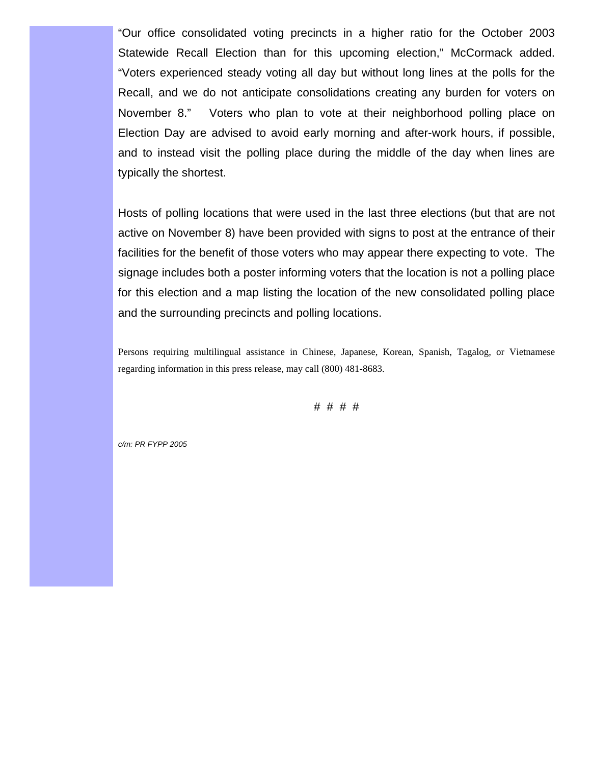"Our office consolidated voting precincts in a higher ratio for the October 2003 Statewide Recall Election than for this upcoming election," McCormack added. "Voters experienced steady voting all day but without long lines at the polls for the Recall, and we do not anticipate consolidations creating any burden for voters on November 8." Voters who plan to vote at their neighborhood polling place on Election Day are advised to avoid early morning and after-work hours, if possible, and to instead visit the polling place during the middle of the day when lines are typically the shortest.

Hosts of polling locations that were used in the last three elections (but that are not active on November 8) have been provided with signs to post at the entrance of their facilities for the benefit of those voters who may appear there expecting to vote. The signage includes both a poster informing voters that the location is not a polling place for this election and a map listing the location of the new consolidated polling place and the surrounding precincts and polling locations.

Persons requiring multilingual assistance in Chinese, Japanese, Korean, Spanish, Tagalog, or Vietnamese regarding information in this press release, may call (800) 481-8683.

# # # #

*c/m: PR FYPP 2005*